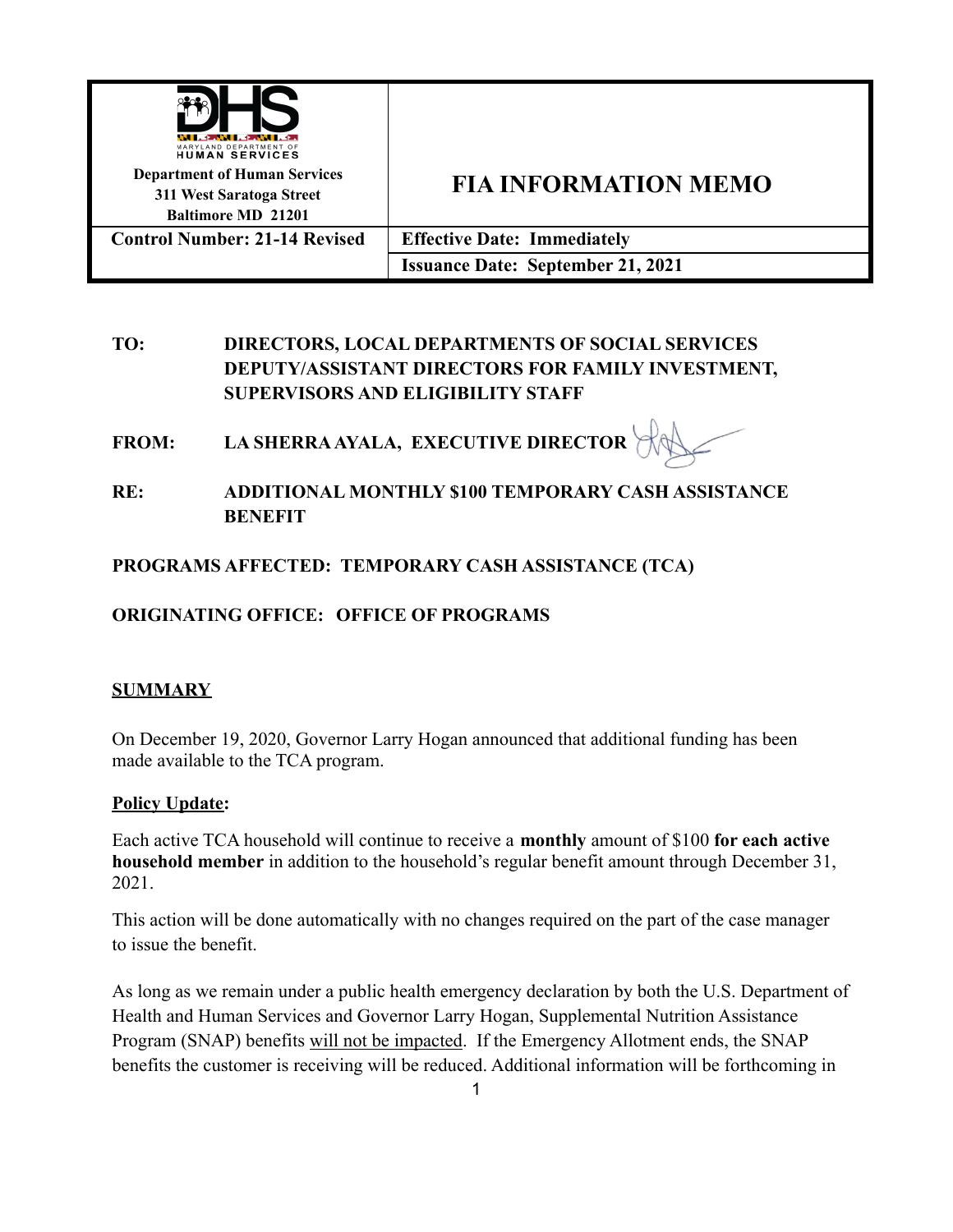| Department of Human Services<br>311 West Saratoga Street<br>Baltimore MD 21201 | **FIA INFORMATION MEMO** |
|---|---|
| **Control Number: 21-14 Revised** | **Effective Date: Immediately** |
| | **Issuance Date: September 21, 2021** |

**TO:** DIRECTORS, LOCAL DEPARTMENTS OF SOCIAL SERVICES DEPUTY/ASSISTANT DIRECTORS FOR FAMILY INVESTMENT, SUPERVISORS AND ELIGIBILITY STAFF

**FROM:** LA SHERRA AYALA, EXECUTIVE DIRECTOR

**RE:** ADDITIONAL MONTHLY $100 TEMPORARY CASH ASSISTANCE BENEFIT

**PROGRAMS AFFECTED: TEMPORARY CASH ASSISTANCE (TCA)**

**ORIGINATING OFFICE: OFFICE OF PROGRAMS**

## SUMMARY

On December 19, 2020, Governor Larry Hogan announced that additional funding has been made available to the TCA program.

**Policy Update:**

Each active TCA household will continue to receive a **monthly** amount of $100 **for each active household member** in addition to the household's regular benefit amount through December 31, 2021.

This action will be done automatically with no changes required on the part of the case manager to issue the benefit.

As long as we remain under a public health emergency declaration by both the U.S. Department of Health and Human Services and Governor Larry Hogan, Supplemental Nutrition Assistance Program (SNAP) benefits will not be impacted. If the Emergency Allotment ends, the SNAP benefits the customer is receiving will be reduced. Additional information will be forthcoming in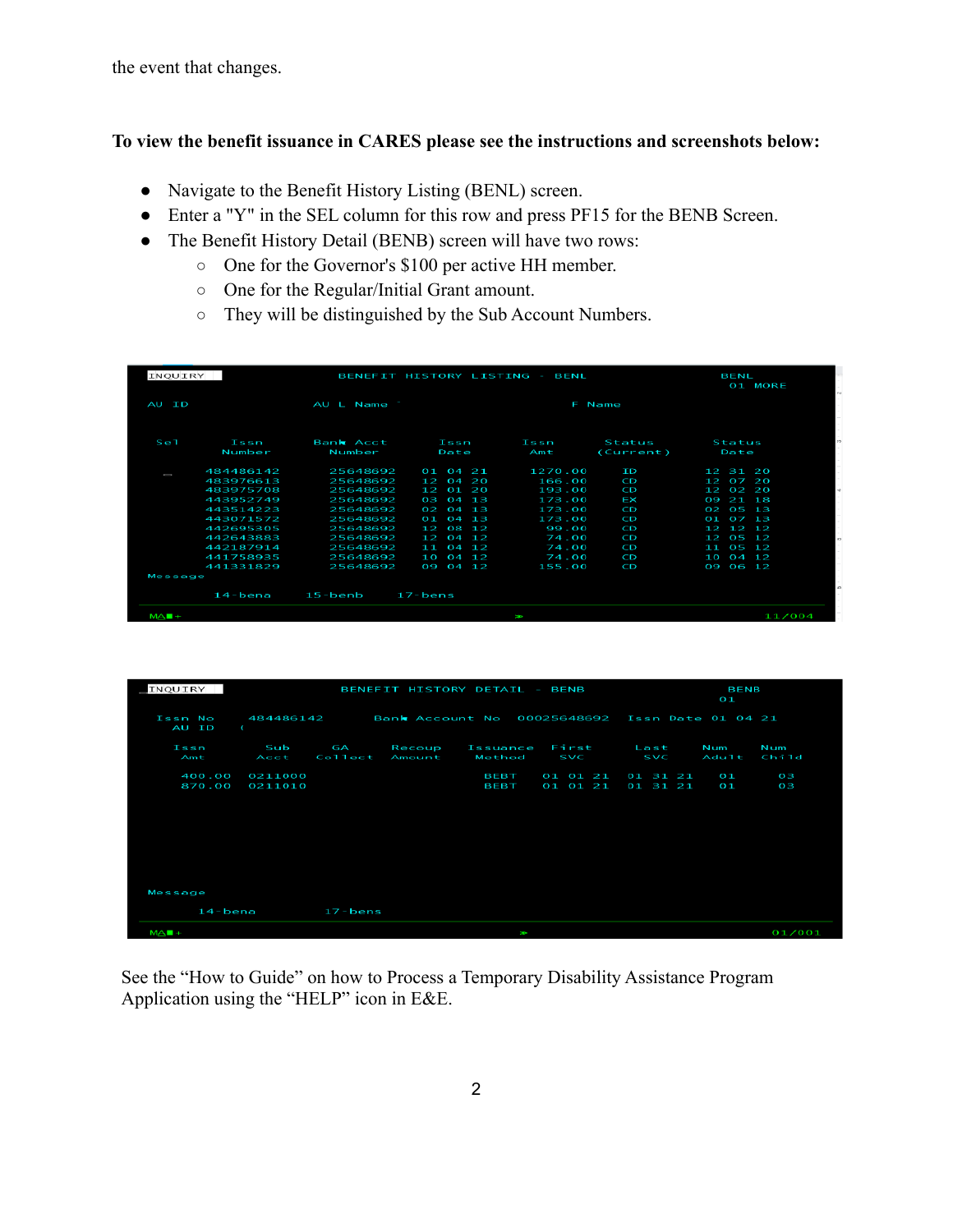the event that changes.

**To view the benefit issuance in CARES please see the instructions and screenshots below:**

- Navigate to the Benefit History Listing (BENL) screen.
- Enter a "Y" in the SEL column for this row and press PF15 for the BENB Screen.
- The Benefit History Detail (BENB) screen will have two rows:
  - One for the Governor's $100 per active HH member.
  - One for the Regular/Initial Grant amount.
  - They will be distinguished by the Sub Account Numbers.

```
INQUIRY                BENEFIT HISTORY LISTING - BENL                    BENL
                                                                           01 MORE
AU ID                  AU L Name                     F Name

Sel    Issn        Bank Acct     Issn       Issn      Status       Status
       Number      Number        Date       Amt       (Current)    Date

       484486142   25648692      01 04 21   1270.00   ID           12 31 20
       483976613   25648692      12 04 20    166.00   CD           12 07 20
       483975708   25648692      12 01 20    193.00   CD           12 02 20
       443952749   25648692      03 04 13    173.00   EX           09 21 18
       443514223   25648692      02 04 13    173.00   CD           02 05 13
       443071572   25648692      01 04 13    173.00   CD           01 07 13
       442695305   25648692      12 08 12     99.00   CD           12 12 12
       442643883   25648692      12 04 12     74.00   CD           12 05 12
       442187914   25648692      11 04 12     74.00   CD           11 05 12
       441758935   25648692      10 04 12     74.00   CD           10 04 12
       441331829   25648692      09 04 12    155.00   CD           09 06 12
Message
       14-bena     15-benb     17-bens
                                                                         11/004
```

```
INQUIRY                BENEFIT HISTORY DETAIL - BENB                     BENB
                                                                          01
Issn No    484486142    Bank Account No  00025648692   Issn Date 01 04 21
 AU ID     (

 Issn      Sub        GA        Recoup    Issuance   First       Last        Num     Num
 Amt       Acct       Collect   Amount    Method     SVC         SVC         Adult   Child

 400.00    0211000                        BEBT       01 01 21    01 31 21    01      03
 870.00    0211010                        BEBT       01 01 21    01 31 21    01      03

Message
       14-bena          17-bens
                                                                         01/001
```

See the "How to Guide" on how to Process a Temporary Disability Assistance Program Application using the "HELP" icon in E&E.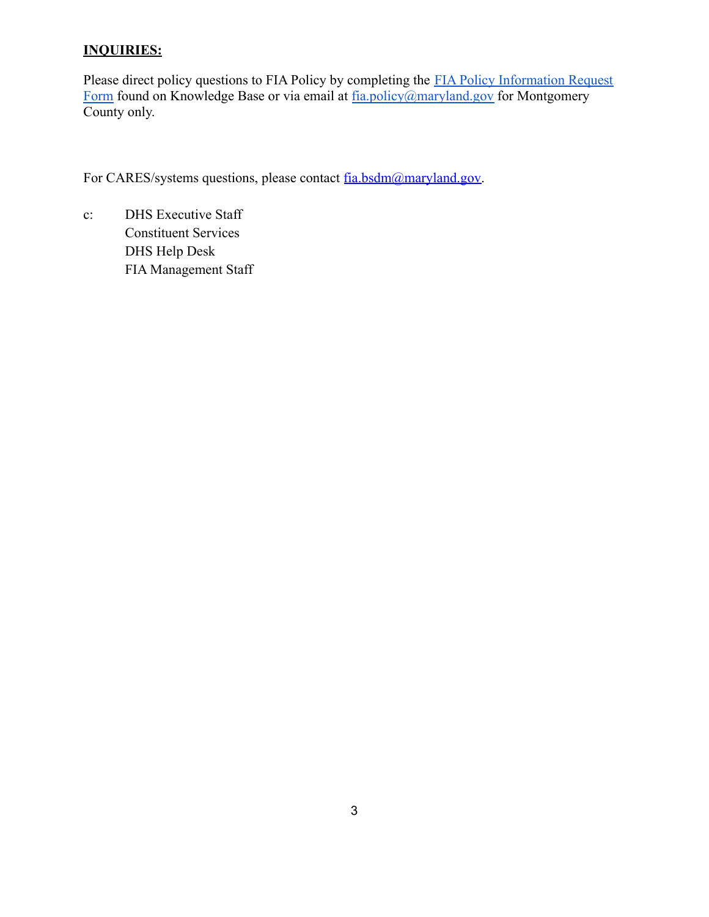**INQUIRIES:**

Please direct policy questions to FIA Policy by completing the [FIA Policy Information Request Form](#) found on Knowledge Base or via email at [fia.policy@maryland.gov](mailto:fia.policy@maryland.gov) for Montgomery County only.

For CARES/systems questions, please contact [fia.bsdm@maryland.gov](mailto:fia.bsdm@maryland.gov).

c: DHS Executive Staff
Constituent Services
DHS Help Desk
FIA Management Staff